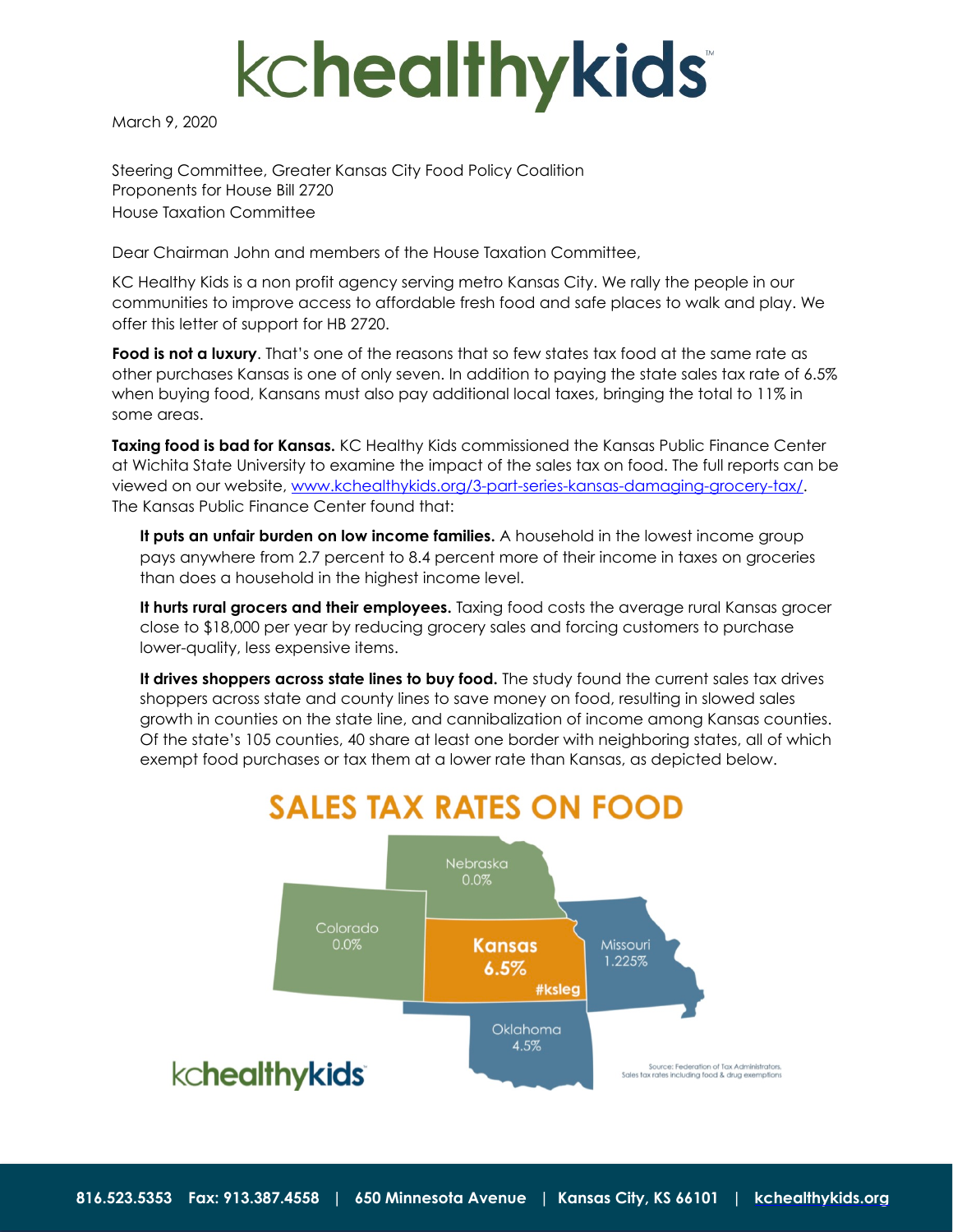# kchealthykids

March 9, 2020

Steering Committee, Greater Kansas City Food Policy Coalition
Proponents for House Bill 2720
House Taxation Committee

Dear Chairman John and members of the House Taxation Committee,

KC Healthy Kids is a non profit agency serving metro Kansas City. We rally the people in our communities to improve access to affordable fresh food and safe places to walk and play. We offer this letter of support for HB 2720.

**Food is not a luxury**. That's one of the reasons that so few states tax food at the same rate as other purchases Kansas is one of only seven. In addition to paying the state sales tax rate of 6.5% when buying food, Kansans must also pay additional local taxes, bringing the total to 11% in some areas.

**Taxing food is bad for Kansas.** KC Healthy Kids commissioned the Kansas Public Finance Center at Wichita State University to examine the impact of the sales tax on food. The full reports can be viewed on our website, [www.kchealthykids.org/3-part-series-kansas-damaging-grocery-tax/](www.kchealthykids.org/3-part-series-kansas-damaging-grocery-tax/). The Kansas Public Finance Center found that:

> **It puts an unfair burden on low income families.** A household in the lowest income group pays anywhere from 2.7 percent to 8.4 percent more of their income in taxes on groceries than does a household in the highest income level.
>
> **It hurts rural grocers and their employees.** Taxing food costs the average rural Kansas grocer close to $18,000 per year by reducing grocery sales and forcing customers to purchase lower-quality, less expensive items.
>
> **It drives shoppers across state lines to buy food.** The study found the current sales tax drives shoppers across state and county lines to save money on food, resulting in slowed sales growth in counties on the state line, and cannibalization of income among Kansas counties. Of the state's 105 counties, 40 share at least one border with neighboring states, all of which exempt food purchases or tax them at a lower rate than Kansas, as depicted below.

## SALES TAX RATES ON FOOD

Nebraska 0.0%
Colorado 0.0%
Kansas 6.5% #ksleg
Missouri 1.225%
Oklahoma 4.5%

kchealthykids

Source: Federation of Tax Administrators. Sales tax rates including food & drug exemptions

816.523.5353 Fax: 913.387.4558 | 650 Minnesota Avenue | Kansas City, KS 66101 | kchealthykids.org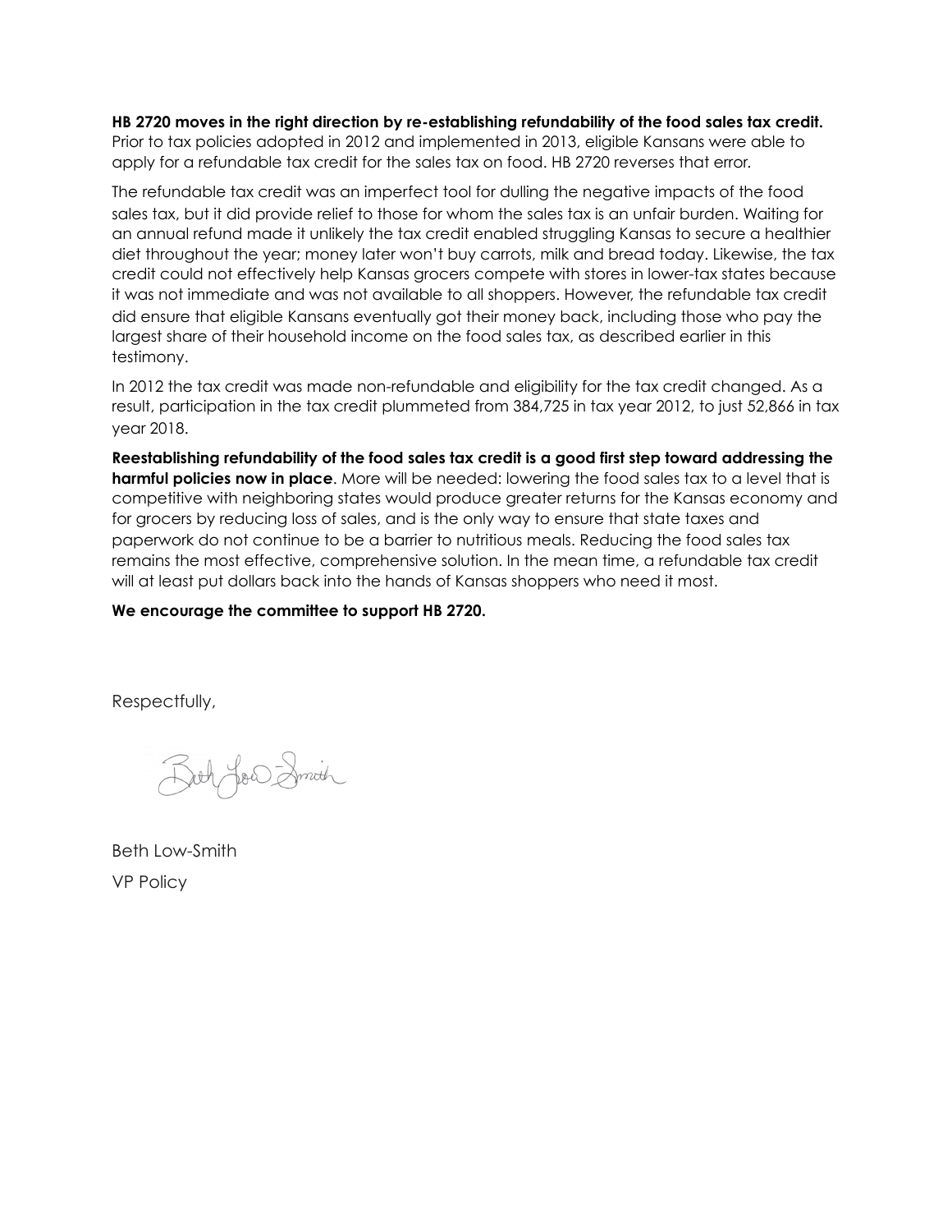**HB 2720 moves in the right direction by re-establishing refundability of the food sales tax credit.** Prior to tax policies adopted in 2012 and implemented in 2013, eligible Kansans were able to apply for a refundable tax credit for the sales tax on food. HB 2720 reverses that error.

The refundable tax credit was an imperfect tool for dulling the negative impacts of the food sales tax, but it did provide relief to those for whom the sales tax is an unfair burden. Waiting for an annual refund made it unlikely the tax credit enabled struggling Kansas to secure a healthier diet throughout the year; money later won't buy carrots, milk and bread today. Likewise, the tax credit could not effectively help Kansas grocers compete with stores in lower-tax states because it was not immediate and was not available to all shoppers. However, the refundable tax credit did ensure that eligible Kansans eventually got their money back, including those who pay the largest share of their household income on the food sales tax, as described earlier in this testimony.

In 2012 the tax credit was made non-refundable and eligibility for the tax credit changed. As a result, participation in the tax credit plummeted from 384,725 in tax year 2012, to just 52,866 in tax year 2018.

**Reestablishing refundability of the food sales tax credit is a good first step toward addressing the harmful policies now in place**. More will be needed: lowering the food sales tax to a level that is competitive with neighboring states would produce greater returns for the Kansas economy and for grocers by reducing loss of sales, and is the only way to ensure that state taxes and paperwork do not continue to be a barrier to nutritious meals. Reducing the food sales tax remains the most effective, comprehensive solution. In the mean time, a refundable tax credit will at least put dollars back into the hands of Kansas shoppers who need it most.

**We encourage the committee to support HB 2720.**

Respectfully,

Beth Low-Smith

Beth Low-Smith
VP Policy